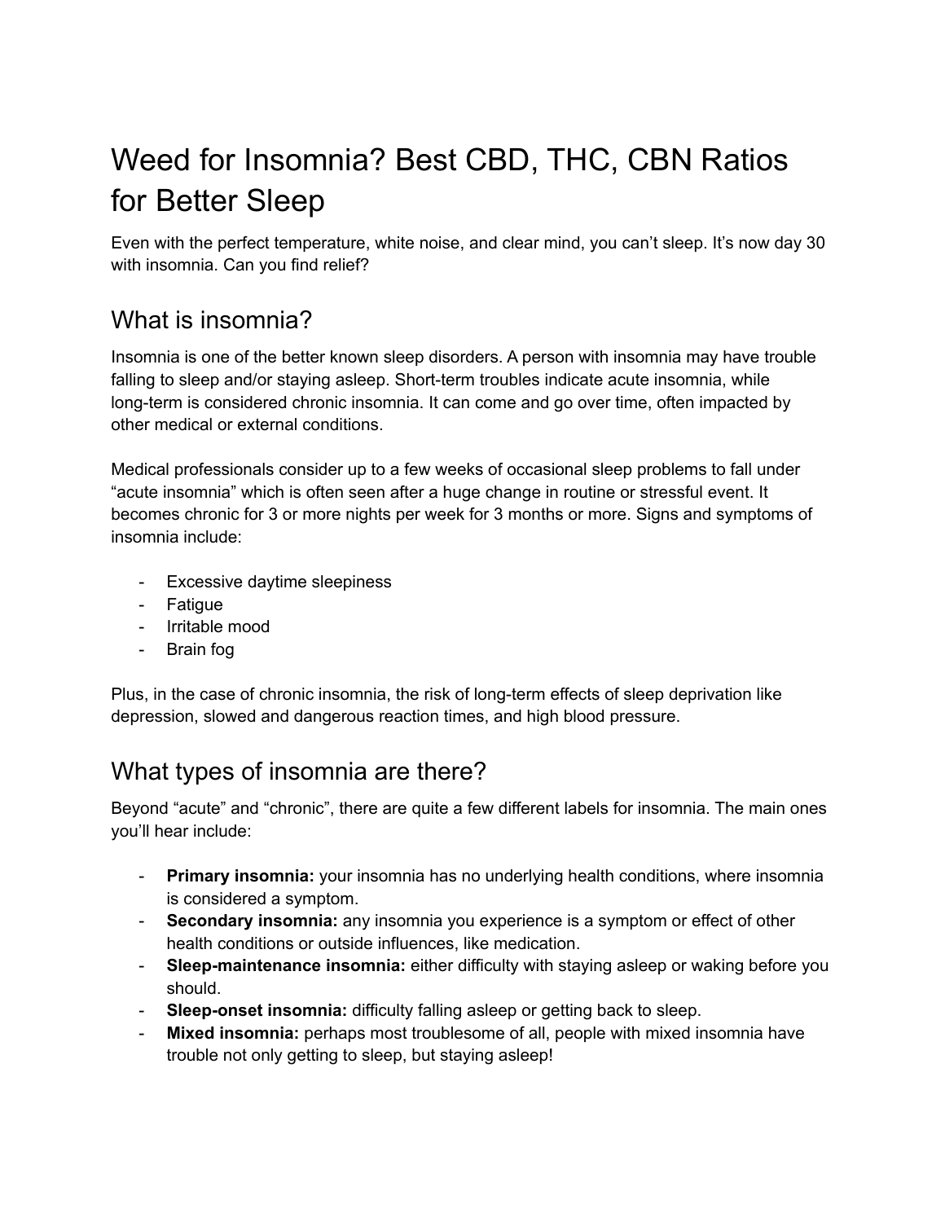# Weed for Insomnia? Best CBD, THC, CBN Ratios for Better Sleep

Even with the perfect temperature, white noise, and clear mind, you can't sleep. It's now day 30 with insomnia. Can you find relief?

## What is insomnia?

Insomnia is one of the better known sleep disorders. A person with insomnia may have trouble falling to sleep and/or staying asleep. Short-term troubles indicate acute insomnia, while long-term is considered chronic insomnia. It can come and go over time, often impacted by other medical or external conditions.

Medical professionals consider up to a few weeks of occasional sleep problems to fall under "acute insomnia" which is often seen after a huge change in routine or stressful event. It becomes chronic for 3 or more nights per week for 3 months or more. Signs and symptoms of insomnia include:

- Excessive daytime sleepiness
- Fatigue
- Irritable mood
- Brain fog

Plus, in the case of chronic insomnia, the risk of long-term effects of sleep deprivation like depression, slowed and dangerous reaction times, and high blood pressure.

## What types of insomnia are there?

Beyond "acute" and "chronic", there are quite a few different labels for insomnia. The main ones you'll hear include:

- **Primary insomnia:** your insomnia has no underlying health conditions, where insomnia is considered a symptom.
- **Secondary insomnia:** any insomnia you experience is a symptom or effect of other health conditions or outside influences, like medication.
- **Sleep-maintenance insomnia:** either difficulty with staying asleep or waking before you should.
- **Sleep-onset insomnia:** difficulty falling asleep or getting back to sleep.
- **Mixed insomnia:** perhaps most troublesome of all, people with mixed insomnia have trouble not only getting to sleep, but staying asleep!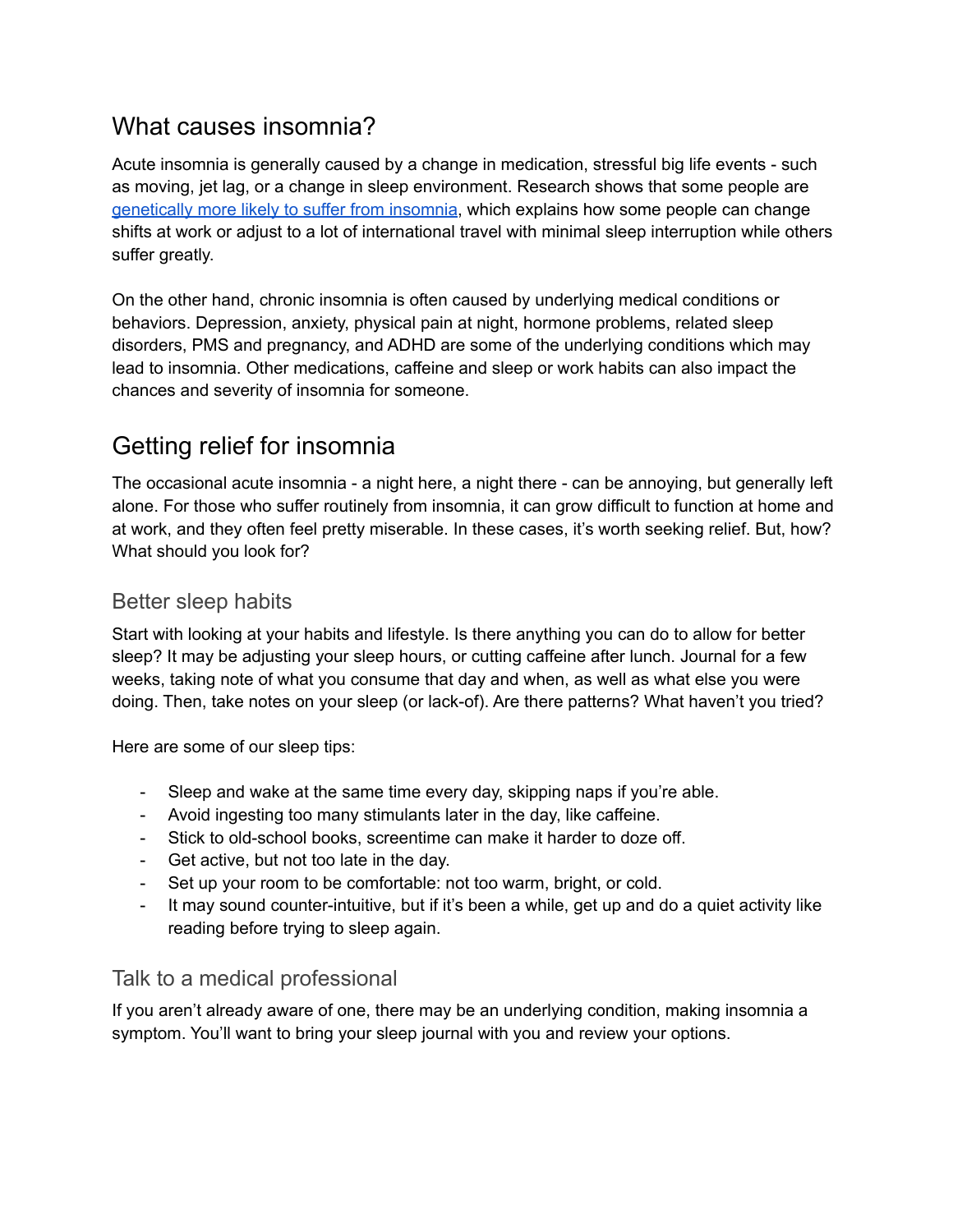## What causes insomnia?

Acute insomnia is generally caused by a change in medication, stressful big life events - such as moving, jet lag, or a change in sleep environment. Research shows that some people are genetically more likely to suffer from insomnia, which explains how some people can change shifts at work or adjust to a lot of international travel with minimal sleep interruption while others suffer greatly.

On the other hand, chronic insomnia is often caused by underlying medical conditions or behaviors. Depression, anxiety, physical pain at night, hormone problems, related sleep disorders, PMS and pregnancy, and ADHD are some of the underlying conditions which may lead to insomnia. Other medications, caffeine and sleep or work habits can also impact the chances and severity of insomnia for someone.

## Getting relief for insomnia

The occasional acute insomnia - a night here, a night there - can be annoying, but generally left alone. For those who suffer routinely from insomnia, it can grow difficult to function at home and at work, and they often feel pretty miserable. In these cases, it's worth seeking relief. But, how? What should you look for?

### Better sleep habits

Start with looking at your habits and lifestyle. Is there anything you can do to allow for better sleep? It may be adjusting your sleep hours, or cutting caffeine after lunch. Journal for a few weeks, taking note of what you consume that day and when, as well as what else you were doing. Then, take notes on your sleep (or lack-of). Are there patterns? What haven't you tried?

Here are some of our sleep tips:

- Sleep and wake at the same time every day, skipping naps if you're able.
- Avoid ingesting too many stimulants later in the day, like caffeine.
- Stick to old-school books, screentime can make it harder to doze off.
- Get active, but not too late in the day.
- Set up your room to be comfortable: not too warm, bright, or cold.
- It may sound counter-intuitive, but if it's been a while, get up and do a quiet activity like reading before trying to sleep again.

### Talk to a medical professional

If you aren't already aware of one, there may be an underlying condition, making insomnia a symptom. You'll want to bring your sleep journal with you and review your options.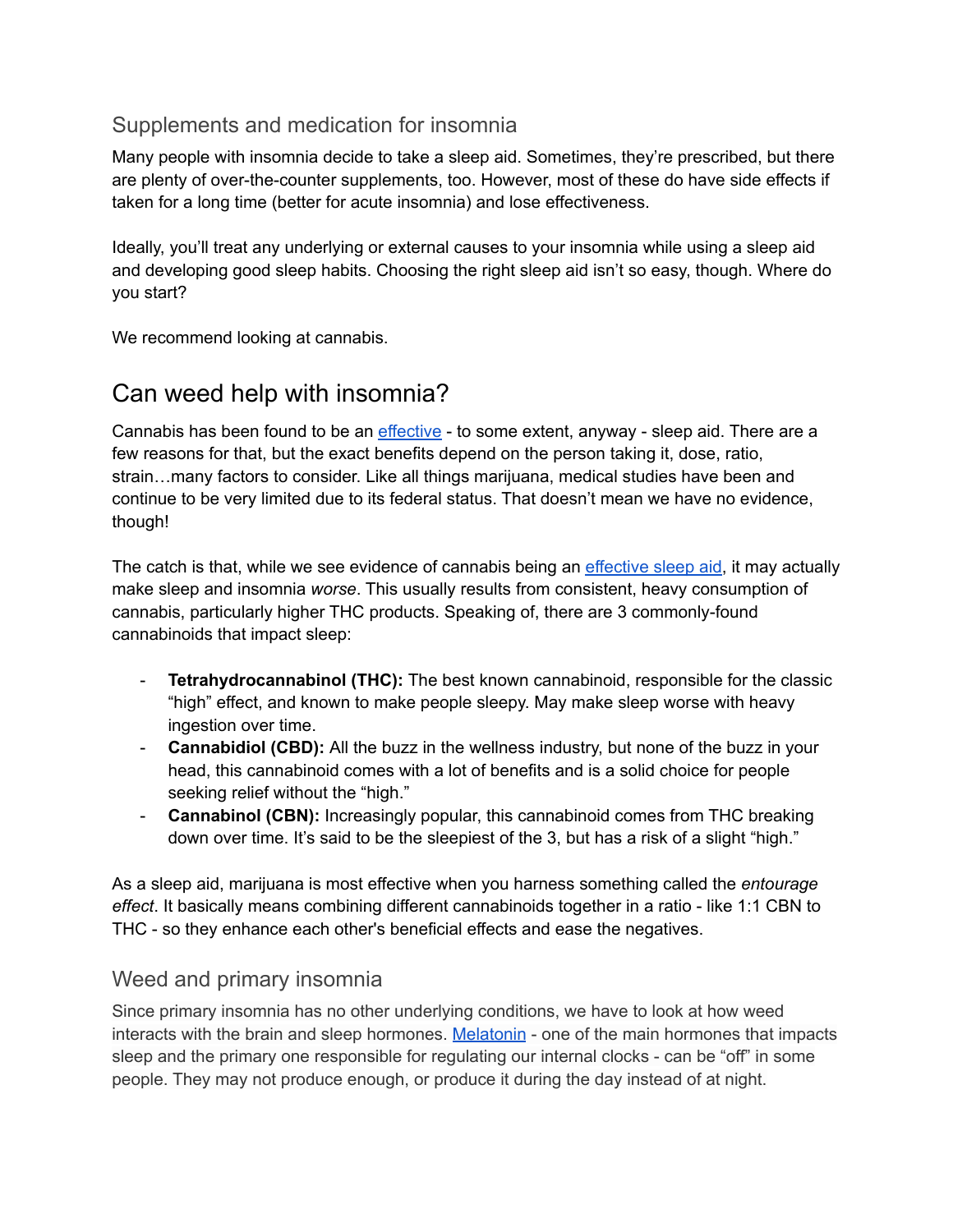### Supplements and medication for insomnia

Many people with insomnia decide to take a sleep aid. Sometimes, they're prescribed, but there are plenty of over-the-counter supplements, too. However, most of these do have side effects if taken for a long time (better for acute insomnia) and lose effectiveness.

Ideally, you'll treat any underlying or external causes to your insomnia while using a sleep aid and developing good sleep habits. Choosing the right sleep aid isn't so easy, though. Where do you start?

We recommend looking at cannabis.

## Can weed help with insomnia?

Cannabis has been found to be an [effective]() - to some extent, anyway - sleep aid. There are a few reasons for that, but the exact benefits depend on the person taking it, dose, ratio, strain…many factors to consider. Like all things marijuana, medical studies have been and continue to be very limited due to its federal status. That doesn't mean we have no evidence, though!

The catch is that, while we see evidence of cannabis being an [effective sleep aid](), it may actually make sleep and insomnia *worse*. This usually results from consistent, heavy consumption of cannabis, particularly higher THC products. Speaking of, there are 3 commonly-found cannabinoids that impact sleep:

- **Tetrahydrocannabinol (THC):** The best known cannabinoid, responsible for the classic "high" effect, and known to make people sleepy. May make sleep worse with heavy ingestion over time.
- **Cannabidiol (CBD):** All the buzz in the wellness industry, but none of the buzz in your head, this cannabinoid comes with a lot of benefits and is a solid choice for people seeking relief without the "high."
- **Cannabinol (CBN):** Increasingly popular, this cannabinoid comes from THC breaking down over time. It's said to be the sleepiest of the 3, but has a risk of a slight "high."

As a sleep aid, marijuana is most effective when you harness something called the *entourage effect*. It basically means combining different cannabinoids together in a ratio - like 1:1 CBN to THC - so they enhance each other's beneficial effects and ease the negatives.

### Weed and primary insomnia

Since primary insomnia has no other underlying conditions, we have to look at how weed interacts with the brain and sleep hormones. [Melatonin]() - one of the main hormones that impacts sleep and the primary one responsible for regulating our internal clocks - can be "off" in some people. They may not produce enough, or produce it during the day instead of at night.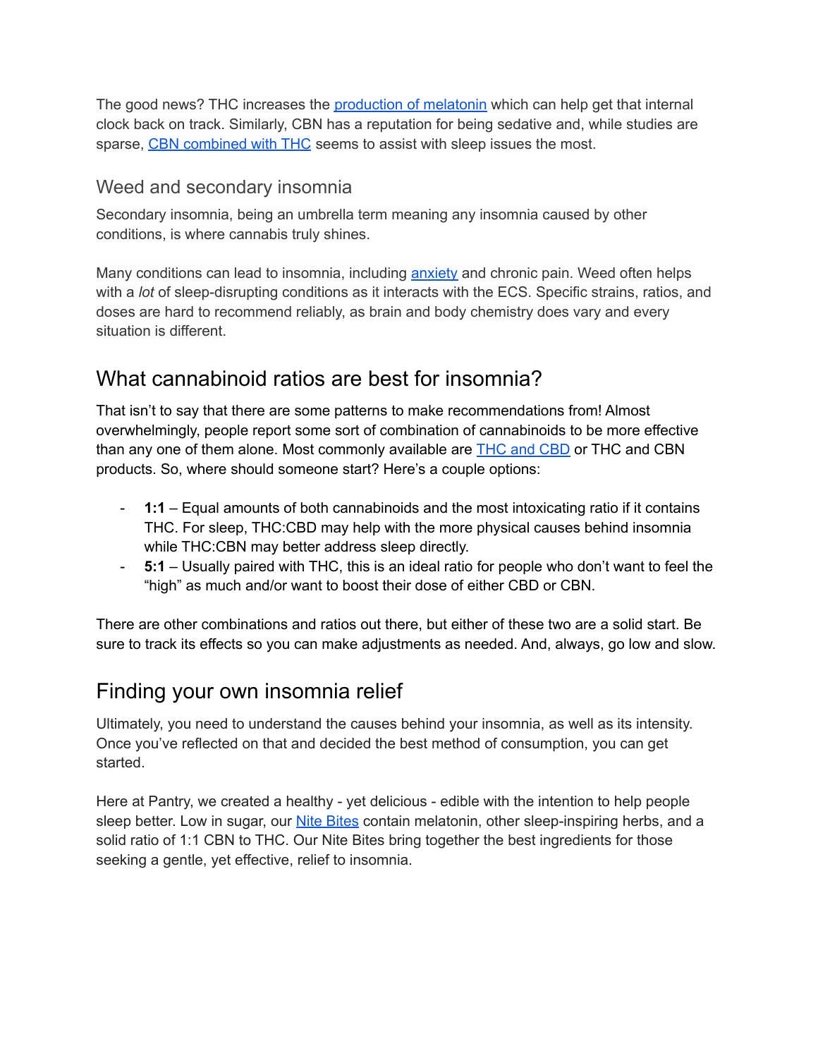The good news? THC increases the [production of melatonin](#) which can help get that internal clock back on track. Similarly, CBN has a reputation for being sedative and, while studies are sparse, [CBN combined with THC](#) seems to assist with sleep issues the most.

### Weed and secondary insomnia

Secondary insomnia, being an umbrella term meaning any insomnia caused by other conditions, is where cannabis truly shines.

Many conditions can lead to insomnia, including [anxiety](#) and chronic pain. Weed often helps with a *lot* of sleep-disrupting conditions as it interacts with the ECS. Specific strains, ratios, and doses are hard to recommend reliably, as brain and body chemistry does vary and every situation is different.

## What cannabinoid ratios are best for insomnia?

That isn't to say that there are some patterns to make recommendations from! Almost overwhelmingly, people report some sort of combination of cannabinoids to be more effective than any one of them alone. Most commonly available are [THC and CBD](#) or THC and CBN products. So, where should someone start? Here's a couple options:

- **1:1** – Equal amounts of both cannabinoids and the most intoxicating ratio if it contains THC. For sleep, THC:CBD may help with the more physical causes behind insomnia while THC:CBN may better address sleep directly.
- **5:1** – Usually paired with THC, this is an ideal ratio for people who don't want to feel the "high" as much and/or want to boost their dose of either CBD or CBN.

There are other combinations and ratios out there, but either of these two are a solid start. Be sure to track its effects so you can make adjustments as needed. And, always, go low and slow.

## Finding your own insomnia relief

Ultimately, you need to understand the causes behind your insomnia, as well as its intensity. Once you've reflected on that and decided the best method of consumption, you can get started.

Here at Pantry, we created a healthy - yet delicious - edible with the intention to help people sleep better. Low in sugar, our [Nite Bites](#) contain melatonin, other sleep-inspiring herbs, and a solid ratio of 1:1 CBN to THC. Our Nite Bites bring together the best ingredients for those seeking a gentle, yet effective, relief to insomnia.